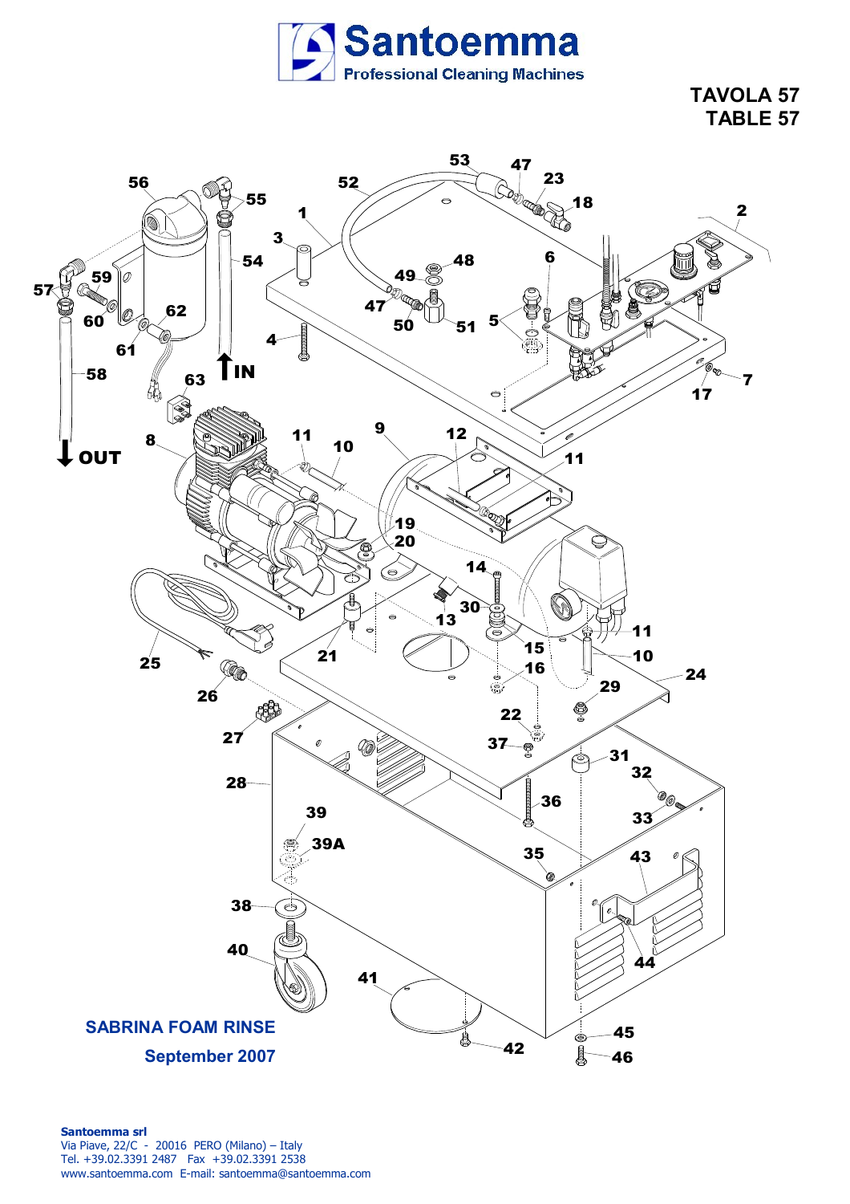# Santoemma

Professional Cleaning Machines

## TAVOLA 57
## TABLE 57

**SABRINA FOAM RINSE**

**September 2007**

**Santoemma srl**
Via Piave, 22/C - 20016 PERO (Milano) – Italy
Tel. +39.02.3391 2487 Fax +39.02.3391 2538
www.santoemma.com E-mail: santoemma@santoemma.com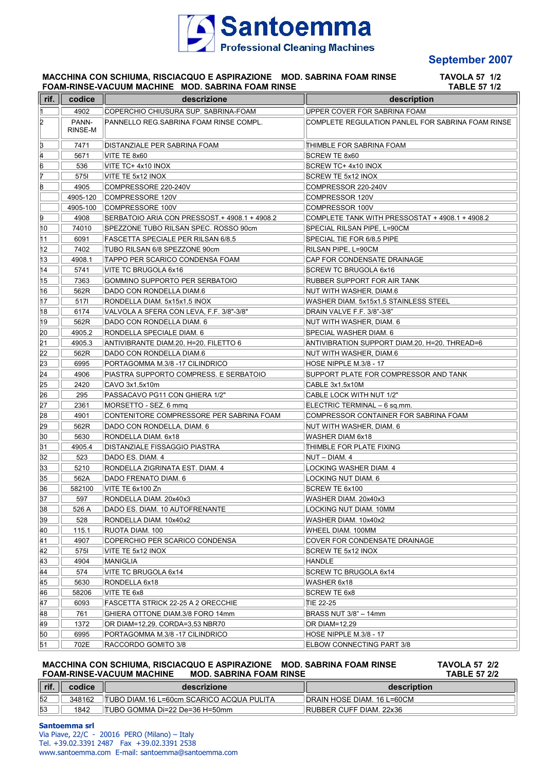# Santoemma

**Professional Cleaning Machines**

**September 2007**

**MACCHINA CON SCHIUMA, RISCIACQUO E ASPIRAZIONE MOD. SABRINA FOAM RINSE — TAVOLA 57 1/2**
**FOAM-RINSE-VACUUM MACHINE MOD. SABRINA FOAM RINSE — TABLE 57 1/2**

| rif. | codice | descrizione | description |
|---|---|---|---|
| 1 | 4902 | COPERCHIO CHIUSURA SUP. SABRINA-FOAM | UPPER COVER FOR SABRINA FOAM |
| 2 | PANN-RINSE-M | PANNELLO REG.SABRINA FOAM RINSE COMPL. | COMPLETE REGULATION PANLEL FOR SABRINA FOAM RINSE |
| 3 | 7471 | DISTANZIALE PER SABRINA FOAM | THIMBLE FOR SABRINA FOAM |
| 4 | 5671 | VITE TE 8x60 | SCREW TE 8x60 |
| 6 | 536 | VITE TC+ 4x10 INOX | SCREW TC+ 4x10 INOX |
| 7 | 575I | VITE TE 5x12 INOX | SCREW TE 5x12 INOX |
| 8 | 4905 | COMPRESSORE 220-240V | COMPRESSOR 220-240V |
| | 4905-120 | COMPRESSORE 120V | COMPRESSOR 120V |
| | 4905-100 | COMPRESSORE 100V | COMPRESSOR 100V |
| 9 | 4908 | SERBATOIO ARIA CON PRESSOST.+ 4908.1 + 4908.2 | COMPLETE TANK WITH PRESSOSTAT + 4908.1 + 4908.2 |
| 10 | 74010 | SPEZZONE TUBO RILSAN SPEC. ROSSO 90cm | SPECIAL RILSAN PIPE, L=90CM |
| 11 | 6091 | FASCETTA SPECIALE PER RILSAN 6/8,5 | SPECIAL TIE FOR 6/8,5 PIPE |
| 12 | 7402 | TUBO RILSAN 6/8 SPEZZONE 90cm | RILSAN PIPE, L=90CM |
| 13 | 4908.1 | TAPPO PER SCARICO CONDENSA FOAM | CAP FOR CONDENSATE DRAINAGE |
| 14 | 5741 | VITE TC BRUGOLA 6x16 | SCREW TC BRUGOLA 6x16 |
| 15 | 7363 | GOMMINO SUPPORTO PER SERBATOIO | RUBBER SUPPORT FOR AIR TANK |
| 16 | 562R | DADO CON RONDELLA DIAM.6 | NUT WITH WASHER, DIAM.6 |
| 17 | 517I | RONDELLA DIAM. 5x15x1,5 INOX | WASHER DIAM. 5x15x1,5 STAINLESS STEEL |
| 18 | 6174 | VALVOLA A SFERA CON LEVA, F.F. 3/8"-3/8" | DRAIN VALVE F.F. 3/8"-3/8" |
| 19 | 562R | DADO CON RONDELLA DIAM. 6 | NUT WITH WASHER, DIAM. 6 |
| 20 | 4905.2 | RONDELLA SPECIALE DIAM. 6 | SPECIAL WASHER DIAM. 6 |
| 21 | 4905.3 | ANTIVIBRANTE DIAM.20, H=20, FILETTO 6 | ANTIVIBRATION SUPPORT DIAM.20, H=20, THREAD=6 |
| 22 | 562R | DADO CON RONDELLA DIAM.6 | NUT WITH WASHER, DIAM.6 |
| 23 | 6995 | PORTAGOMMA M.3/8 -17 CILINDRICO | HOSE NIPPLE M.3/8 - 17 |
| 24 | 4906 | PIASTRA SUPPORTO COMPRESS. E SERBATOIO | SUPPORT PLATE FOR COMPRESSOR AND TANK |
| 25 | 2420 | CAVO 3x1,5x10m | CABLE 3x1,5x10M |
| 26 | 295 | PASSACAVO PG11 CON GHIERA 1/2" | CABLE LOCK WITH NUT 1/2" |
| 27 | 2361 | MORSETTO - SEZ. 6 mmq | ELECTRIC TERMINAL – 6 sq.mm. |
| 28 | 4901 | CONTENITORE COMPRESSORE PER SABRINA FOAM | COMPRESSOR CONTAINER FOR SABRINA FOAM |
| 29 | 562R | DADO CON RONDELLA, DIAM. 6 | NUT WITH WASHER, DIAM. 6 |
| 30 | 5630 | RONDELLA DIAM. 6x18 | WASHER DIAM 6x18 |
| 31 | 4905.4 | DISTANZIALE FISSAGGIO PIASTRA | THIMBLE FOR PLATE FIXING |
| 32 | 523 | DADO ES. DIAM. 4 | NUT – DIAM. 4 |
| 33 | 5210 | RONDELLA ZIGRINATA EST. DIAM. 4 | LOCKING WASHER DIAM. 4 |
| 35 | 562A | DADO FRENATO DIAM. 6 | LOCKING NUT DIAM. 6 |
| 36 | 582100 | VITE TE 6x100 Zn | SCREW TE 6x100 |
| 37 | 597 | RONDELLA DIAM. 20x40x3 | WASHER DIAM. 20x40x3 |
| 38 | 526 A | DADO ES. DIAM. 10 AUTOFRENANTE | LOCKING NUT DIAM. 10MM |
| 39 | 528 | RONDELLA DIAM. 10x40x2 | WASHER DIAM. 10x40x2 |
| 40 | 115.1 | RUOTA DIAM. 100 | WHEEL DIAM. 100MM |
| 41 | 4907 | COPERCHIO PER SCARICO CONDENSA | COVER FOR CONDENSATE DRAINAGE |
| 42 | 575I | VITE TE 5x12 INOX | SCREW TE 5x12 INOX |
| 43 | 4904 | MANIGLIA | HANDLE |
| 44 | 574 | VITE TC BRUGOLA 6x14 | SCREW TC BRUGOLA 6x14 |
| 45 | 5630 | RONDELLA 6x18 | WASHER 6x18 |
| 46 | 58206 | VITE TE 6x8 | SCREW TE 6x8 |
| 47 | 6093 | FASCETTA STRICK 22-25 A 2 ORECCHIE | TIE 22-25 |
| 48 | 761 | GHIERA OTTONE DIAM.3/8 FORO 14mm | BRASS NUT 3/8" – 14mm |
| 49 | 1372 | OR DIAM=12,29, CORDA=3,53 NBR70 | OR DIAM=12,29 |
| 50 | 6995 | PORTAGOMMA M.3/8 -17 CILINDRICO | HOSE NIPPLE M.3/8 - 17 |
| 51 | 702E | RACCORDO GOMITO 3/8 | ELBOW CONNECTING PART 3/8 |

**MACCHINA CON SCHIUMA, RISCIACQUO E ASPIRAZIONE MOD. SABRINA FOAM RINSE — TAVOLA 57 2/2**
**FOAM-RINSE-VACUUM MACHINE MOD. SABRINA FOAM RINSE — TABLE 57 2/2**

| rif. | codice | descrizione | description |
|---|---|---|---|
| 52 | 348162 | TUBO DIAM.16 L=60cm SCARICO ACQUA PULITA | DRAIN HOSE DIAM. 16 L=60CM |
| 53 | 1842 | TUBO GOMMA Di=22 De=36 H=50mm | RUBBER CUFF DIAM. 22x36 |

**Santoemma srl**
Via Piave, 22/C - 20016 PERO (Milano) – Italy
Tel. +39.02.3391 2487 Fax +39.02.3391 2538
www.santoemma.com E-mail: santoemma@santoemma.com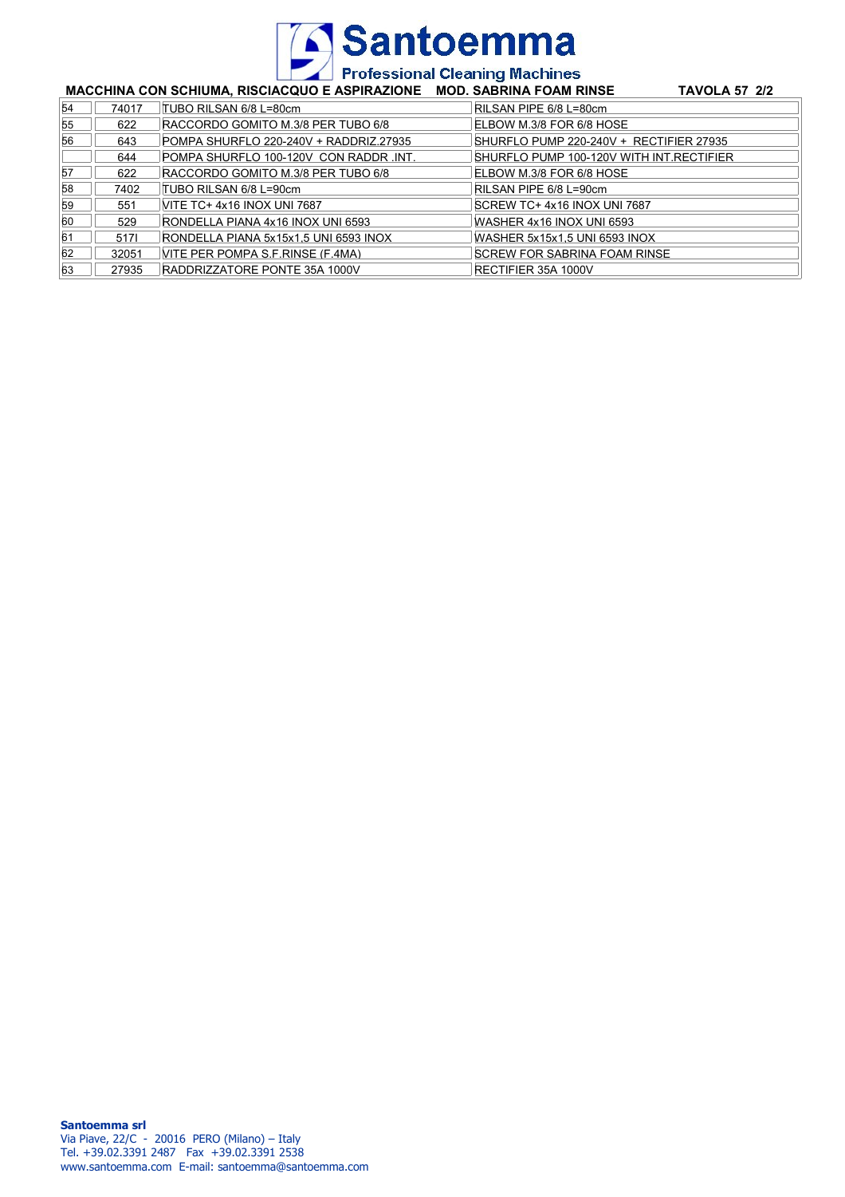# Santoemma

Professional Cleaning Machines

**MACCHINA CON SCHIUMA, RISCIACQUO E ASPIRAZIONE MOD. SABRINA FOAM RINSE TAVOLA 57 2/2**

| | | | |
|---|---|---|---|
| 54 | 74017 | TUBO RILSAN 6/8 L=80cm | RILSAN PIPE 6/8 L=80cm |
| 55 | 622 | RACCORDO GOMITO M.3/8 PER TUBO 6/8 | ELBOW M.3/8 FOR 6/8 HOSE |
| 56 | 643 | POMPA SHURFLO 220-240V + RADDRIZ.27935 | SHURFLO PUMP 220-240V + RECTIFIER 27935 |
| | 644 | POMPA SHURFLO 100-120V CON RADDR .INT. | SHURFLO PUMP 100-120V WITH INT.RECTIFIER |
| 57 | 622 | RACCORDO GOMITO M.3/8 PER TUBO 6/8 | ELBOW M.3/8 FOR 6/8 HOSE |
| 58 | 7402 | TUBO RILSAN 6/8 L=90cm | RILSAN PIPE 6/8 L=90cm |
| 59 | 551 | VITE TC+ 4x16 INOX UNI 7687 | SCREW TC+ 4x16 INOX UNI 7687 |
| 60 | 529 | RONDELLA PIANA 4x16 INOX UNI 6593 | WASHER 4x16 INOX UNI 6593 |
| 61 | 517I | RONDELLA PIANA 5x15x1,5 UNI 6593 INOX | WASHER 5x15x1,5 UNI 6593 INOX |
| 62 | 32051 | VITE PER POMPA S.F.RINSE (F.4MA) | SCREW FOR SABRINA FOAM RINSE |
| 63 | 27935 | RADDRIZZATORE PONTE 35A 1000V | RECTIFIER 35A 1000V |

**Santoemma srl**
Via Piave, 22/C - 20016 PERO (Milano) – Italy
Tel. +39.02.3391 2487 Fax +39.02.3391 2538
www.santoemma.com E-mail: santoemma@santoemma.com